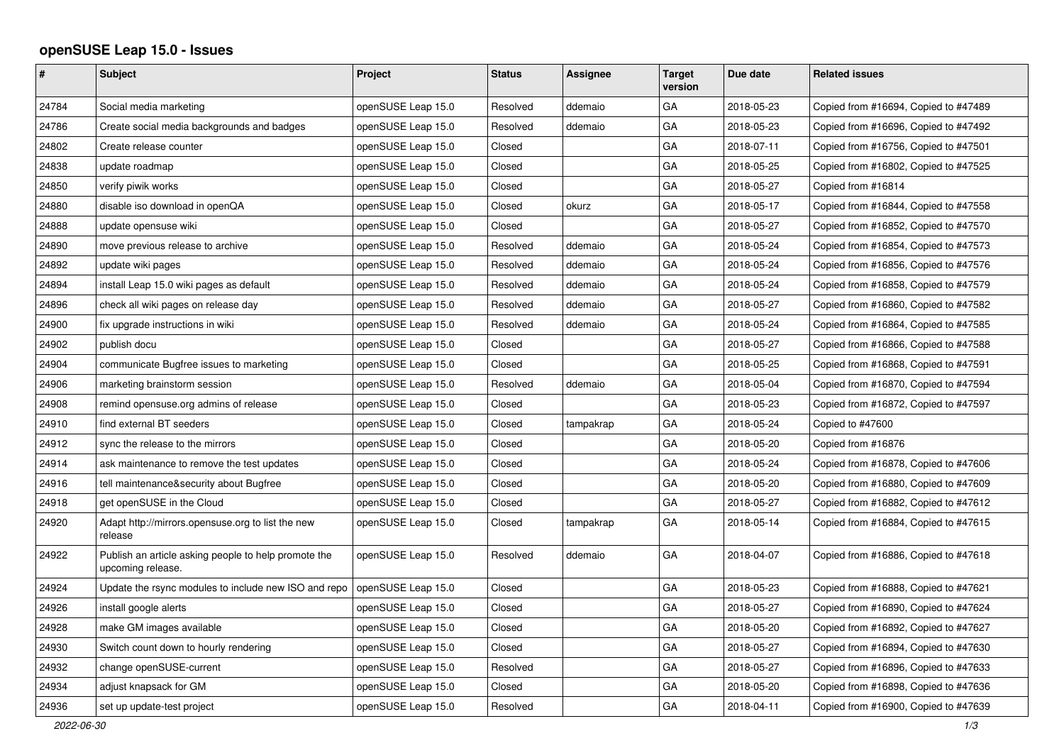# openSUSE Leap 15.0 - Issues

| # | Subject | Project | Status | Assignee | Target version | Due date | Related issues |
|---|---|---|---|---|---|---|---|
| 24784 | Social media marketing | openSUSE Leap 15.0 | Resolved | ddemaio | GA | 2018-05-23 | Copied from #16694, Copied to #47489 |
| 24786 | Create social media backgrounds and badges | openSUSE Leap 15.0 | Resolved | ddemaio | GA | 2018-05-23 | Copied from #16696, Copied to #47492 |
| 24802 | Create release counter | openSUSE Leap 15.0 | Closed | | GA | 2018-07-11 | Copied from #16756, Copied to #47501 |
| 24838 | update roadmap | openSUSE Leap 15.0 | Closed | | GA | 2018-05-25 | Copied from #16802, Copied to #47525 |
| 24850 | verify piwik works | openSUSE Leap 15.0 | Closed | | GA | 2018-05-27 | Copied from #16814 |
| 24880 | disable iso download in openQA | openSUSE Leap 15.0 | Closed | okurz | GA | 2018-05-17 | Copied from #16844, Copied to #47558 |
| 24888 | update opensuse wiki | openSUSE Leap 15.0 | Closed | | GA | 2018-05-27 | Copied from #16852, Copied to #47570 |
| 24890 | move previous release to archive | openSUSE Leap 15.0 | Resolved | ddemaio | GA | 2018-05-24 | Copied from #16854, Copied to #47573 |
| 24892 | update wiki pages | openSUSE Leap 15.0 | Resolved | ddemaio | GA | 2018-05-24 | Copied from #16856, Copied to #47576 |
| 24894 | install Leap 15.0 wiki pages as default | openSUSE Leap 15.0 | Resolved | ddemaio | GA | 2018-05-24 | Copied from #16858, Copied to #47579 |
| 24896 | check all wiki pages on release day | openSUSE Leap 15.0 | Resolved | ddemaio | GA | 2018-05-27 | Copied from #16860, Copied to #47582 |
| 24900 | fix upgrade instructions in wiki | openSUSE Leap 15.0 | Resolved | ddemaio | GA | 2018-05-24 | Copied from #16864, Copied to #47585 |
| 24902 | publish docu | openSUSE Leap 15.0 | Closed | | GA | 2018-05-27 | Copied from #16866, Copied to #47588 |
| 24904 | communicate Bugfree issues to marketing | openSUSE Leap 15.0 | Closed | | GA | 2018-05-25 | Copied from #16868, Copied to #47591 |
| 24906 | marketing brainstorm session | openSUSE Leap 15.0 | Resolved | ddemaio | GA | 2018-05-04 | Copied from #16870, Copied to #47594 |
| 24908 | remind opensuse.org admins of release | openSUSE Leap 15.0 | Closed | | GA | 2018-05-23 | Copied from #16872, Copied to #47597 |
| 24910 | find external BT seeders | openSUSE Leap 15.0 | Closed | tampakrap | GA | 2018-05-24 | Copied to #47600 |
| 24912 | sync the release to the mirrors | openSUSE Leap 15.0 | Closed | | GA | 2018-05-20 | Copied from #16876 |
| 24914 | ask maintenance to remove the test updates | openSUSE Leap 15.0 | Closed | | GA | 2018-05-24 | Copied from #16878, Copied to #47606 |
| 24916 | tell maintenance&security about Bugfree | openSUSE Leap 15.0 | Closed | | GA | 2018-05-20 | Copied from #16880, Copied to #47609 |
| 24918 | get openSUSE in the Cloud | openSUSE Leap 15.0 | Closed | | GA | 2018-05-27 | Copied from #16882, Copied to #47612 |
| 24920 | Adapt http://mirrors.opensuse.org to list the new release | openSUSE Leap 15.0 | Closed | tampakrap | GA | 2018-05-14 | Copied from #16884, Copied to #47615 |
| 24922 | Publish an article asking people to help promote the upcoming release. | openSUSE Leap 15.0 | Resolved | ddemaio | GA | 2018-04-07 | Copied from #16886, Copied to #47618 |
| 24924 | Update the rsync modules to include new ISO and repo | openSUSE Leap 15.0 | Closed | | GA | 2018-05-23 | Copied from #16888, Copied to #47621 |
| 24926 | install google alerts | openSUSE Leap 15.0 | Closed | | GA | 2018-05-27 | Copied from #16890, Copied to #47624 |
| 24928 | make GM images available | openSUSE Leap 15.0 | Closed | | GA | 2018-05-20 | Copied from #16892, Copied to #47627 |
| 24930 | Switch count down to hourly rendering | openSUSE Leap 15.0 | Closed | | GA | 2018-05-27 | Copied from #16894, Copied to #47630 |
| 24932 | change openSUSE-current | openSUSE Leap 15.0 | Resolved | | GA | 2018-05-27 | Copied from #16896, Copied to #47633 |
| 24934 | adjust knapsack for GM | openSUSE Leap 15.0 | Closed | | GA | 2018-05-20 | Copied from #16898, Copied to #47636 |
| 24936 | set up update-test project | openSUSE Leap 15.0 | Resolved | | GA | 2018-04-11 | Copied from #16900, Copied to #47639 |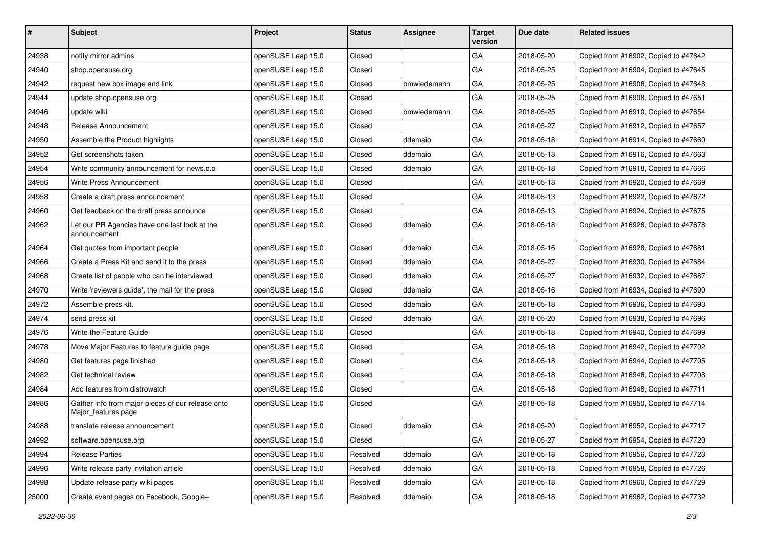| # | Subject | Project | Status | Assignee | Target version | Due date | Related issues |
|---|---|---|---|---|---|---|---|
| 24938 | notify mirror admins | openSUSE Leap 15.0 | Closed | | GA | 2018-05-20 | Copied from #16902, Copied to #47642 |
| 24940 | shop.opensuse.org | openSUSE Leap 15.0 | Closed | | GA | 2018-05-25 | Copied from #16904, Copied to #47645 |
| 24942 | request new box image and link | openSUSE Leap 15.0 | Closed | bmwiedemann | GA | 2018-05-25 | Copied from #16906, Copied to #47648 |
| 24944 | update shop.opensuse.org | openSUSE Leap 15.0 | Closed | | GA | 2018-05-25 | Copied from #16908, Copied to #47651 |
| 24946 | update wiki | openSUSE Leap 15.0 | Closed | bmwiedemann | GA | 2018-05-25 | Copied from #16910, Copied to #47654 |
| 24948 | Release Announcement | openSUSE Leap 15.0 | Closed | | GA | 2018-05-27 | Copied from #16912, Copied to #47657 |
| 24950 | Assemble the Product highlights | openSUSE Leap 15.0 | Closed | ddemaio | GA | 2018-05-18 | Copied from #16914, Copied to #47660 |
| 24952 | Get screenshots taken | openSUSE Leap 15.0 | Closed | ddemaio | GA | 2018-05-18 | Copied from #16916, Copied to #47663 |
| 24954 | Write community announcement for news.o.o | openSUSE Leap 15.0 | Closed | ddemaio | GA | 2018-05-18 | Copied from #16918, Copied to #47666 |
| 24956 | Write Press Announcement | openSUSE Leap 15.0 | Closed | | GA | 2018-05-18 | Copied from #16920, Copied to #47669 |
| 24958 | Create a draft press announcement | openSUSE Leap 15.0 | Closed | | GA | 2018-05-13 | Copied from #16922, Copied to #47672 |
| 24960 | Get feedback on the draft press announce | openSUSE Leap 15.0 | Closed | | GA | 2018-05-13 | Copied from #16924, Copied to #47675 |
| 24962 | Let our PR Agencies have one last look at the announcement | openSUSE Leap 15.0 | Closed | ddemaio | GA | 2018-05-18 | Copied from #16926, Copied to #47678 |
| 24964 | Get quotes from important people | openSUSE Leap 15.0 | Closed | ddemaio | GA | 2018-05-16 | Copied from #16928, Copied to #47681 |
| 24966 | Create a Press Kit and send it to the press | openSUSE Leap 15.0 | Closed | ddemaio | GA | 2018-05-27 | Copied from #16930, Copied to #47684 |
| 24968 | Create list of people who can be interviewed | openSUSE Leap 15.0 | Closed | ddemaio | GA | 2018-05-27 | Copied from #16932, Copied to #47687 |
| 24970 | Write 'reviewers guide', the mail for the press | openSUSE Leap 15.0 | Closed | ddemaio | GA | 2018-05-16 | Copied from #16934, Copied to #47690 |
| 24972 | Assemble press kit. | openSUSE Leap 15.0 | Closed | ddemaio | GA | 2018-05-18 | Copied from #16936, Copied to #47693 |
| 24974 | send press kit | openSUSE Leap 15.0 | Closed | ddemaio | GA | 2018-05-20 | Copied from #16938, Copied to #47696 |
| 24976 | Write the Feature Guide | openSUSE Leap 15.0 | Closed | | GA | 2018-05-18 | Copied from #16940, Copied to #47699 |
| 24978 | Move Major Features to feature guide page | openSUSE Leap 15.0 | Closed | | GA | 2018-05-18 | Copied from #16942, Copied to #47702 |
| 24980 | Get features page finished | openSUSE Leap 15.0 | Closed | | GA | 2018-05-18 | Copied from #16944, Copied to #47705 |
| 24982 | Get technical review | openSUSE Leap 15.0 | Closed | | GA | 2018-05-18 | Copied from #16946, Copied to #47708 |
| 24984 | Add features from distrowatch | openSUSE Leap 15.0 | Closed | | GA | 2018-05-18 | Copied from #16948, Copied to #47711 |
| 24986 | Gather info from major pieces of our release onto Major_features page | openSUSE Leap 15.0 | Closed | | GA | 2018-05-18 | Copied from #16950, Copied to #47714 |
| 24988 | translate release announcement | openSUSE Leap 15.0 | Closed | ddemaio | GA | 2018-05-20 | Copied from #16952, Copied to #47717 |
| 24992 | software.opensuse.org | openSUSE Leap 15.0 | Closed | | GA | 2018-05-27 | Copied from #16954, Copied to #47720 |
| 24994 | Release Parties | openSUSE Leap 15.0 | Resolved | ddemaio | GA | 2018-05-18 | Copied from #16956, Copied to #47723 |
| 24996 | Write release party invitation article | openSUSE Leap 15.0 | Resolved | ddemaio | GA | 2018-05-18 | Copied from #16958, Copied to #47726 |
| 24998 | Update release party wiki pages | openSUSE Leap 15.0 | Resolved | ddemaio | GA | 2018-05-18 | Copied from #16960, Copied to #47729 |
| 25000 | Create event pages on Facebook, Google+ | openSUSE Leap 15.0 | Resolved | ddemaio | GA | 2018-05-18 | Copied from #16962, Copied to #47732 |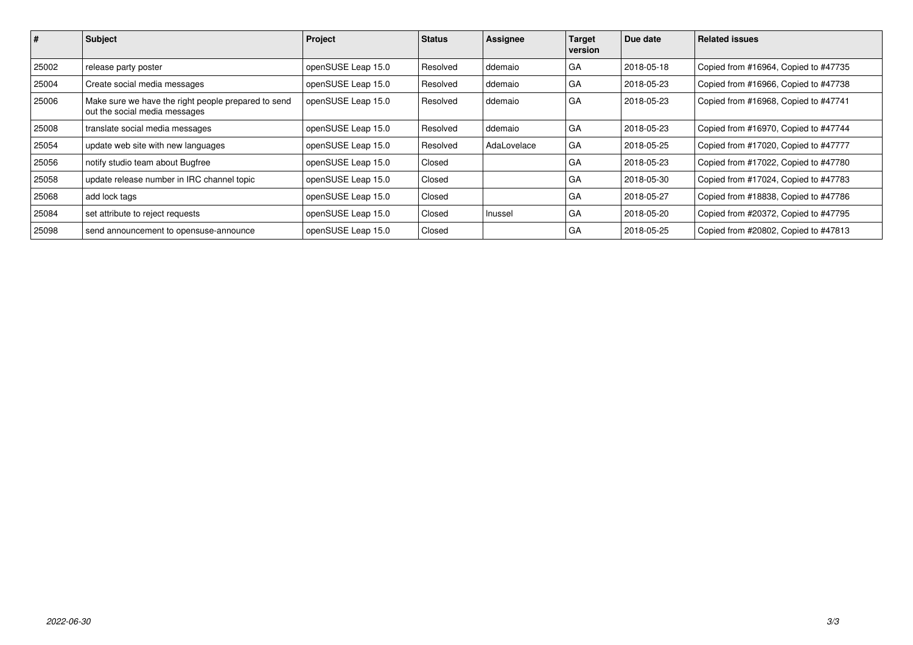| # | Subject | Project | Status | Assignee | Target version | Due date | Related issues |
|---|---|---|---|---|---|---|---|
| 25002 | release party poster | openSUSE Leap 15.0 | Resolved | ddemaio | GA | 2018-05-18 | Copied from #16964, Copied to #47735 |
| 25004 | Create social media messages | openSUSE Leap 15.0 | Resolved | ddemaio | GA | 2018-05-23 | Copied from #16966, Copied to #47738 |
| 25006 | Make sure we have the right people prepared to send out the social media messages | openSUSE Leap 15.0 | Resolved | ddemaio | GA | 2018-05-23 | Copied from #16968, Copied to #47741 |
| 25008 | translate social media messages | openSUSE Leap 15.0 | Resolved | ddemaio | GA | 2018-05-23 | Copied from #16970, Copied to #47744 |
| 25054 | update web site with new languages | openSUSE Leap 15.0 | Resolved | AdaLovelace | GA | 2018-05-25 | Copied from #17020, Copied to #47777 |
| 25056 | notify studio team about Bugfree | openSUSE Leap 15.0 | Closed | | GA | 2018-05-23 | Copied from #17022, Copied to #47780 |
| 25058 | update release number in IRC channel topic | openSUSE Leap 15.0 | Closed | | GA | 2018-05-30 | Copied from #17024, Copied to #47783 |
| 25068 | add lock tags | openSUSE Leap 15.0 | Closed | | GA | 2018-05-27 | Copied from #18838, Copied to #47786 |
| 25084 | set attribute to reject requests | openSUSE Leap 15.0 | Closed | lnussel | GA | 2018-05-20 | Copied from #20372, Copied to #47795 |
| 25098 | send announcement to opensuse-announce | openSUSE Leap 15.0 | Closed | | GA | 2018-05-25 | Copied from #20802, Copied to #47813 |